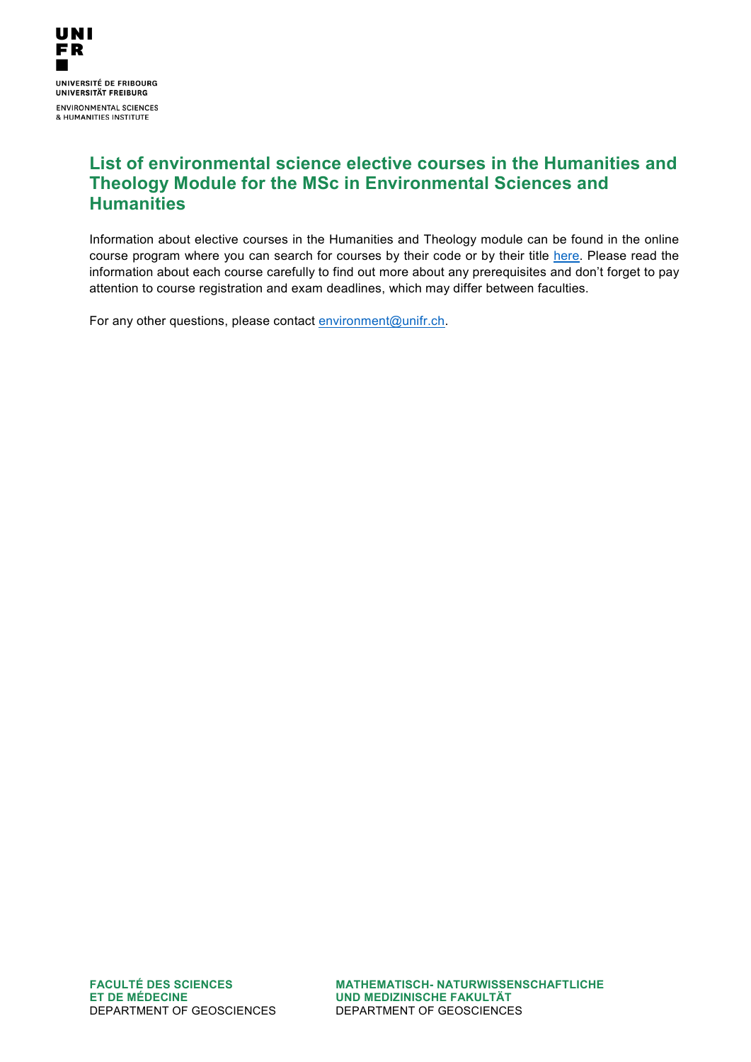UNI
FR

UNIVERSITÉ DE FRIBOURG
UNIVERSITÄT FREIBURG

ENVIRONMENTAL SCIENCES
& HUMANITIES INSTITUTE

# List of environmental science elective courses in the Humanities and Theology Module for the MSc in Environmental Sciences and Humanities

Information about elective courses in the Humanities and Theology module can be found in the online course program where you can search for courses by their code or by their title here. Please read the information about each course carefully to find out more about any prerequisites and don't forget to pay attention to course registration and exam deadlines, which may differ between faculties.

For any other questions, please contact environment@unifr.ch.

**FACULTÉ DES SCIENCES ET DE MÉDECINE**
DEPARTMENT OF GEOSCIENCES

**MATHEMATISCH- NATURWISSENSCHAFTLICHE UND MEDIZINISCHE FAKULTÄT**
DEPARTMENT OF GEOSCIENCES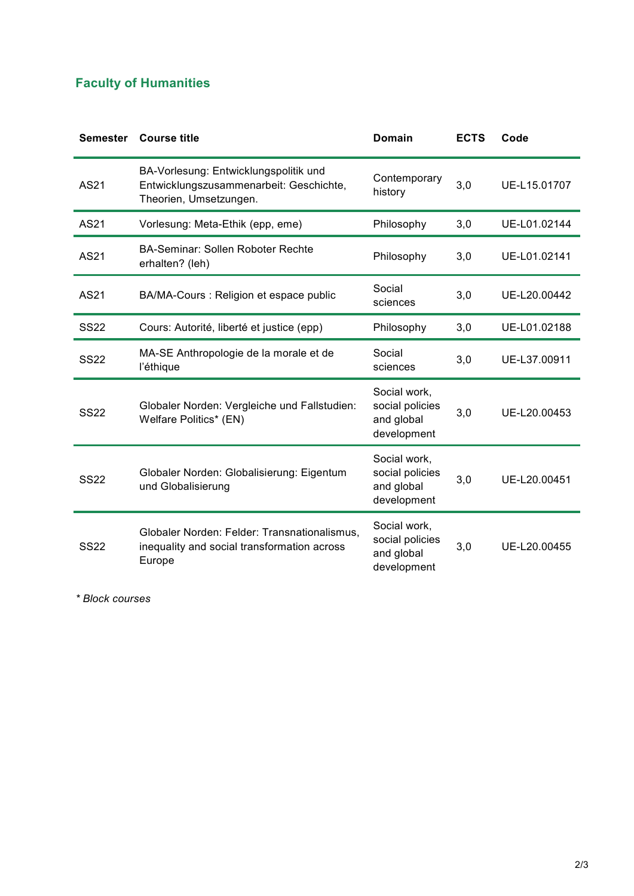## Faculty of Humanities

| Semester | Course title | Domain | ECTS | Code |
|---|---|---|---|---|
| AS21 | BA-Vorlesung: Entwicklungspolitik und Entwicklungszusammenarbeit: Geschichte, Theorien, Umsetzungen. | Contemporary history | 3,0 | UE-L15.01707 |
| AS21 | Vorlesung: Meta-Ethik (epp, eme) | Philosophy | 3,0 | UE-L01.02144 |
| AS21 | BA-Seminar: Sollen Roboter Rechte erhalten? (leh) | Philosophy | 3,0 | UE-L01.02141 |
| AS21 | BA/MA-Cours : Religion et espace public | Social sciences | 3,0 | UE-L20.00442 |
| SS22 | Cours: Autorité, liberté et justice (epp) | Philosophy | 3,0 | UE-L01.02188 |
| SS22 | MA-SE Anthropologie de la morale et de l'éthique | Social sciences | 3,0 | UE-L37.00911 |
| SS22 | Globaler Norden: Vergleiche und Fallstudien: Welfare Politics* (EN) | Social work, social policies and global development | 3,0 | UE-L20.00453 |
| SS22 | Globaler Norden: Globalisierung: Eigentum und Globalisierung | Social work, social policies and global development | 3,0 | UE-L20.00451 |
| SS22 | Globaler Norden: Felder: Transnationalismus, inequality and social transformation across Europe | Social work, social policies and global development | 3,0 | UE-L20.00455 |

*\* Block courses*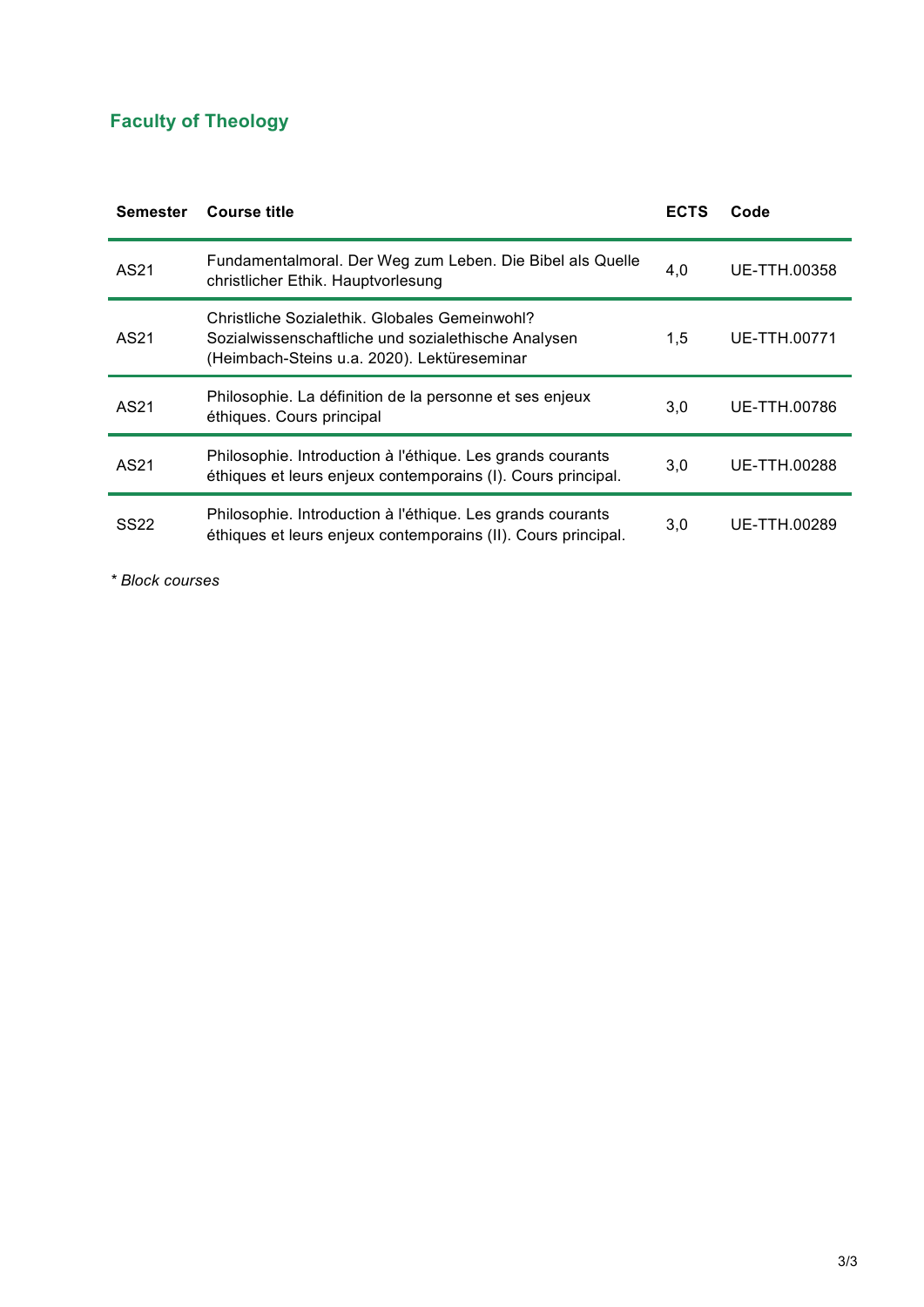## Faculty of Theology

| Semester | Course title | ECTS | Code |
|---|---|---|---|
| AS21 | Fundamentalmoral. Der Weg zum Leben. Die Bibel als Quelle christlicher Ethik. Hauptvorlesung | 4,0 | UE-TTH.00358 |
| AS21 | Christliche Sozialethik. Globales Gemeinwohl? Sozialwissenschaftliche und sozialethische Analysen (Heimbach-Steins u.a. 2020). Lektüreseminar | 1,5 | UE-TTH.00771 |
| AS21 | Philosophie. La définition de la personne et ses enjeux éthiques. Cours principal | 3,0 | UE-TTH.00786 |
| AS21 | Philosophie. Introduction à l'éthique. Les grands courants éthiques et leurs enjeux contemporains (I). Cours principal. | 3,0 | UE-TTH.00288 |
| SS22 | Philosophie. Introduction à l'éthique. Les grands courants éthiques et leurs enjeux contemporains (II). Cours principal. | 3,0 | UE-TTH.00289 |

*\* Block courses*